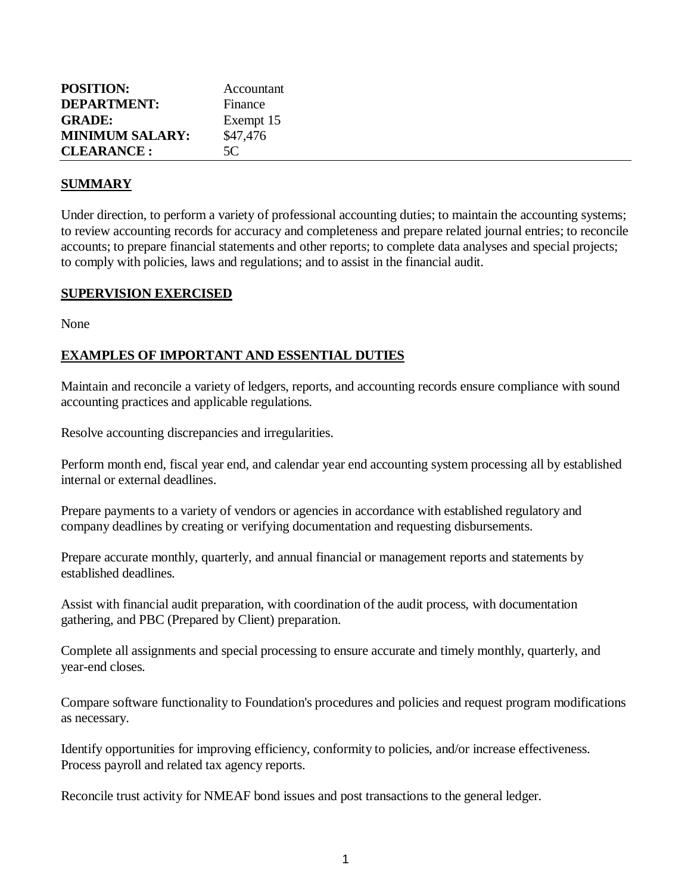| | |
|---|---|
| **POSITION:** | Accountant |
| **DEPARTMENT:** | Finance |
| **GRADE:** | Exempt 15 |
| **MINIMUM SALARY:** | $47,476 |
| **CLEARANCE :** | 5C |

## SUMMARY

Under direction, to perform a variety of professional accounting duties; to maintain the accounting systems; to review accounting records for accuracy and completeness and prepare related journal entries; to reconcile accounts; to prepare financial statements and other reports; to complete data analyses and special projects; to comply with policies, laws and regulations; and to assist in the financial audit.

## SUPERVISION EXERCISED

None

## EXAMPLES OF IMPORTANT AND ESSENTIAL DUTIES

Maintain and reconcile a variety of ledgers, reports, and accounting records ensure compliance with sound accounting practices and applicable regulations.

Resolve accounting discrepancies and irregularities.

Perform month end, fiscal year end, and calendar year end accounting system processing all by established internal or external deadlines.

Prepare payments to a variety of vendors or agencies in accordance with established regulatory and company deadlines by creating or verifying documentation and requesting disbursements.

Prepare accurate monthly, quarterly, and annual financial or management reports and statements by established deadlines.

Assist with financial audit preparation, with coordination of the audit process, with documentation gathering, and PBC (Prepared by Client) preparation.

Complete all assignments and special processing to ensure accurate and timely monthly, quarterly, and year-end closes.

Compare software functionality to Foundation's procedures and policies and request program modifications as necessary.

Identify opportunities for improving efficiency, conformity to policies, and/or increase effectiveness. Process payroll and related tax agency reports.

Reconcile trust activity for NMEAF bond issues and post transactions to the general ledger.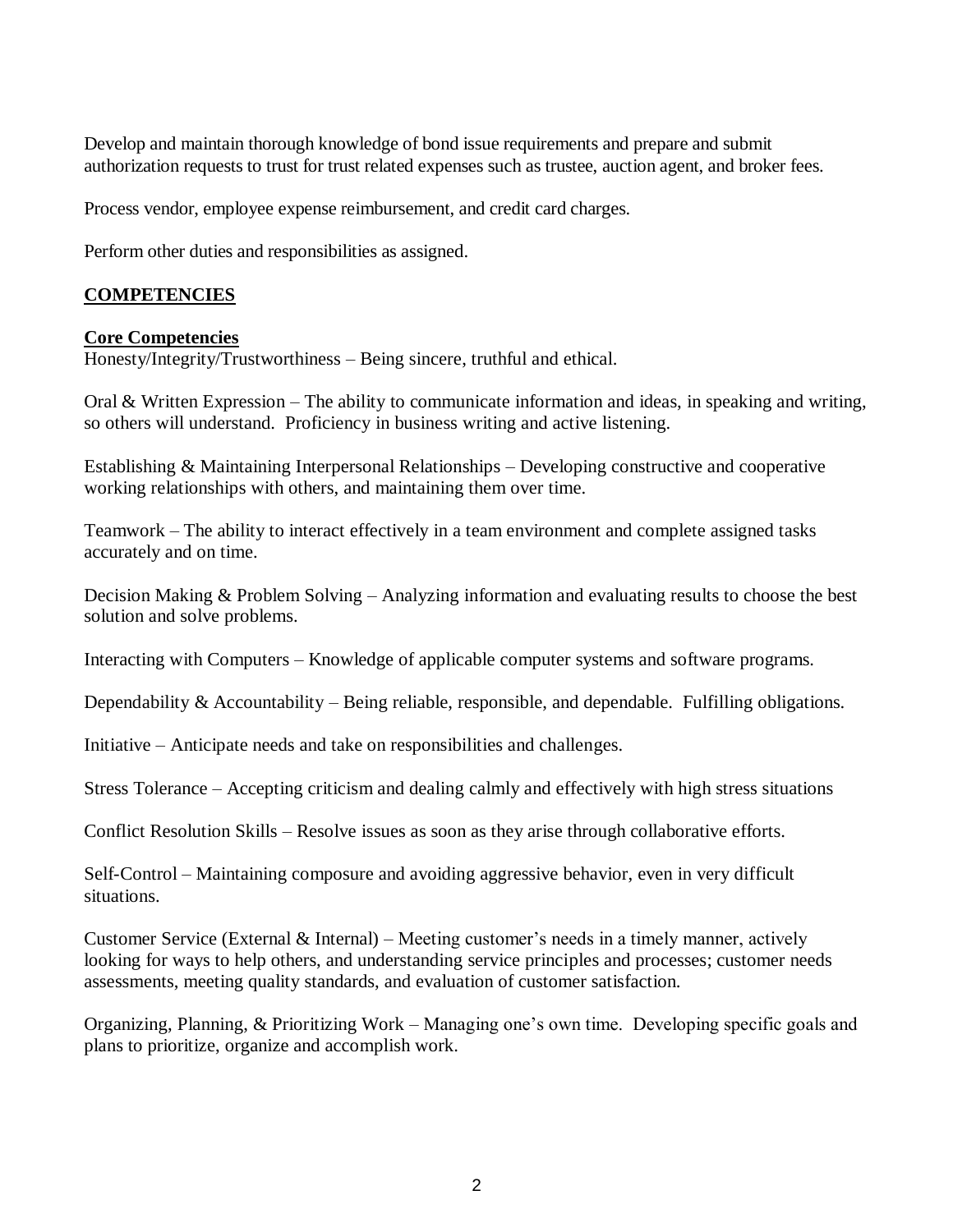Develop and maintain thorough knowledge of bond issue requirements and prepare and submit authorization requests to trust for trust related expenses such as trustee, auction agent, and broker fees.

Process vendor, employee expense reimbursement, and credit card charges.

Perform other duties and responsibilities as assigned.

## COMPETENCIES

### Core Competencies

Honesty/Integrity/Trustworthiness – Being sincere, truthful and ethical.

Oral & Written Expression – The ability to communicate information and ideas, in speaking and writing, so others will understand. Proficiency in business writing and active listening.

Establishing & Maintaining Interpersonal Relationships – Developing constructive and cooperative working relationships with others, and maintaining them over time.

Teamwork – The ability to interact effectively in a team environment and complete assigned tasks accurately and on time.

Decision Making & Problem Solving – Analyzing information and evaluating results to choose the best solution and solve problems.

Interacting with Computers – Knowledge of applicable computer systems and software programs.

Dependability & Accountability – Being reliable, responsible, and dependable. Fulfilling obligations.

Initiative – Anticipate needs and take on responsibilities and challenges.

Stress Tolerance – Accepting criticism and dealing calmly and effectively with high stress situations

Conflict Resolution Skills – Resolve issues as soon as they arise through collaborative efforts.

Self-Control – Maintaining composure and avoiding aggressive behavior, even in very difficult situations.

Customer Service (External & Internal) – Meeting customer's needs in a timely manner, actively looking for ways to help others, and understanding service principles and processes; customer needs assessments, meeting quality standards, and evaluation of customer satisfaction.

Organizing, Planning, & Prioritizing Work – Managing one's own time. Developing specific goals and plans to prioritize, organize and accomplish work.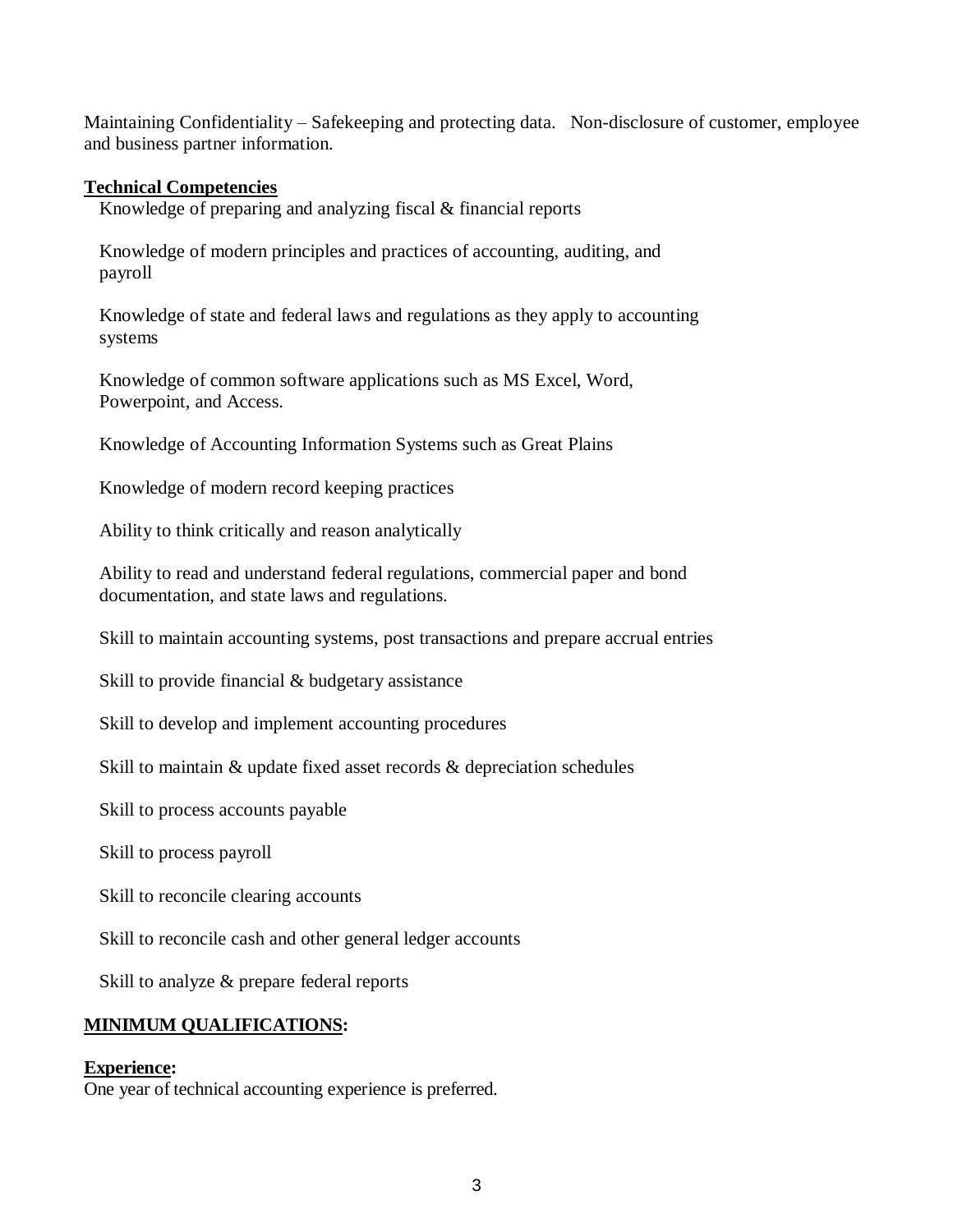Maintaining Confidentiality – Safekeeping and protecting data. Non-disclosure of customer, employee and business partner information.

**Technical Competencies**

Knowledge of preparing and analyzing fiscal & financial reports

Knowledge of modern principles and practices of accounting, auditing, and payroll

Knowledge of state and federal laws and regulations as they apply to accounting systems

Knowledge of common software applications such as MS Excel, Word, Powerpoint, and Access.

Knowledge of Accounting Information Systems such as Great Plains

Knowledge of modern record keeping practices

Ability to think critically and reason analytically

Ability to read and understand federal regulations, commercial paper and bond documentation, and state laws and regulations.

Skill to maintain accounting systems, post transactions and prepare accrual entries

Skill to provide financial & budgetary assistance

Skill to develop and implement accounting procedures

Skill to maintain & update fixed asset records & depreciation schedules

Skill to process accounts payable

Skill to process payroll

Skill to reconcile clearing accounts

Skill to reconcile cash and other general ledger accounts

Skill to analyze & prepare federal reports

## MINIMUM QUALIFICATIONS:

**Experience:**

One year of technical accounting experience is preferred.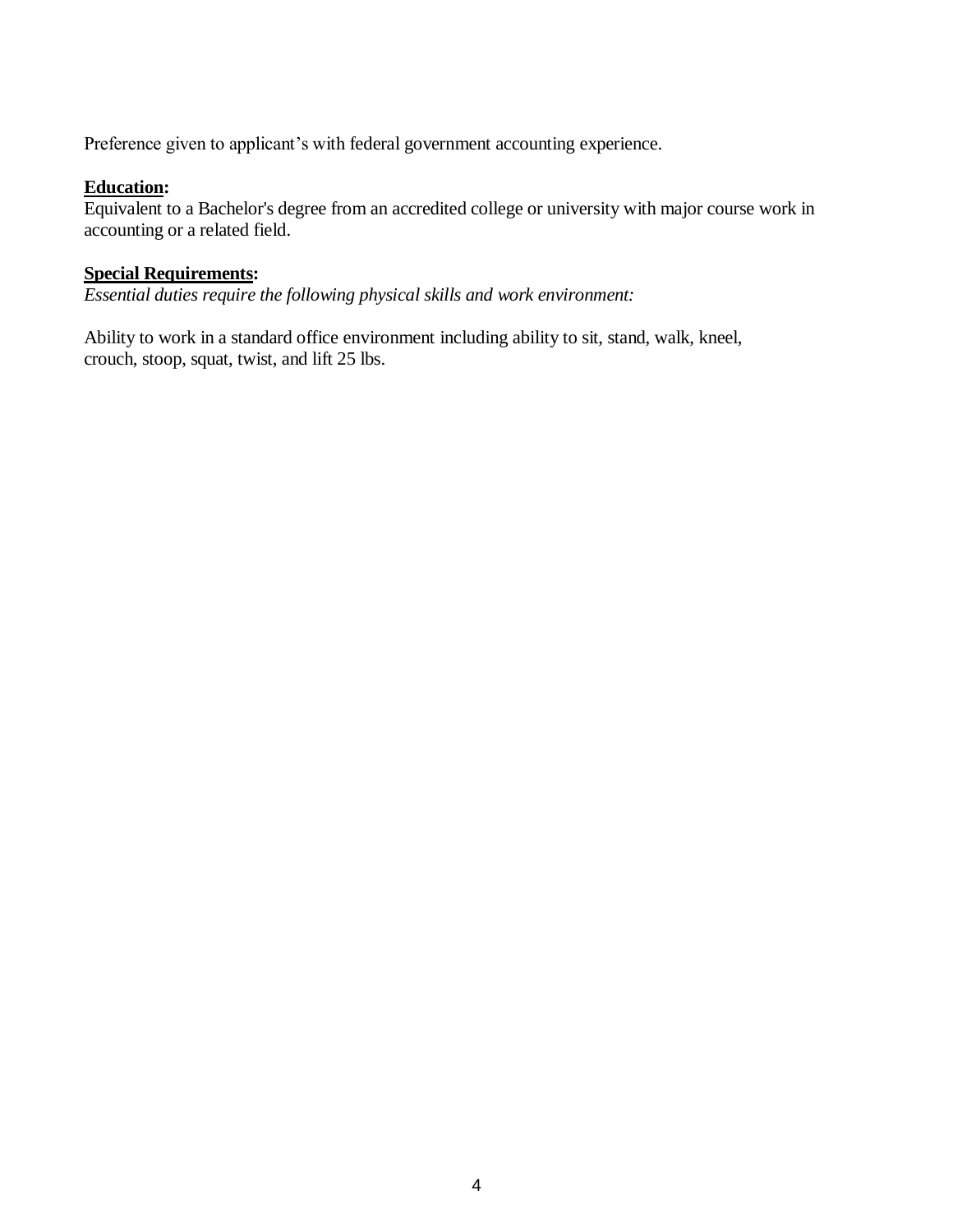Preference given to applicant's with federal government accounting experience.

**<u>Education</u>:**
Equivalent to a Bachelor's degree from an accredited college or university with major course work in accounting or a related field.

**<u>Special Requirements</u>:**
*Essential duties require the following physical skills and work environment:*

Ability to work in a standard office environment including ability to sit, stand, walk, kneel, crouch, stoop, squat, twist, and lift 25 lbs.